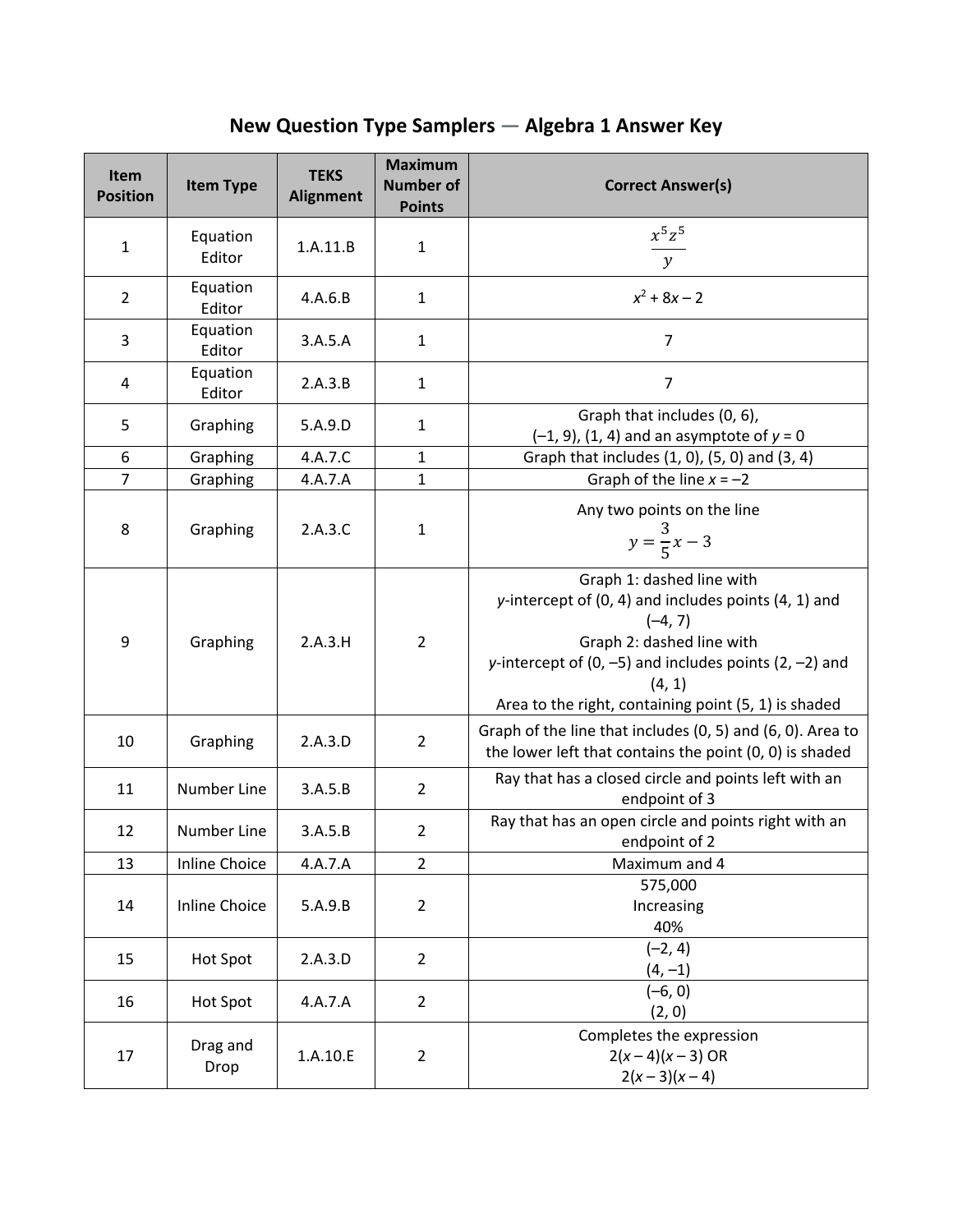# New Question Type Samplers — Algebra 1 Answer Key

| Item Position | Item Type | TEKS Alignment | Maximum Number of Points | Correct Answer(s) |
|---|---|---|---|---|
| 1 | Equation Editor | 1.A.11.B | 1 | $\frac{x^5 z^5}{y}$ |
| 2 | Equation Editor | 4.A.6.B | 1 | $x^2 + 8x - 2$ |
| 3 | Equation Editor | 3.A.5.A | 1 | 7 |
| 4 | Equation Editor | 2.A.3.B | 1 | 7 |
| 5 | Graphing | 5.A.9.D | 1 | Graph that includes (0, 6), (–1, 9), (1, 4) and an asymptote of $y = 0$ |
| 6 | Graphing | 4.A.7.C | 1 | Graph that includes (1, 0), (5, 0) and (3, 4) |
| 7 | Graphing | 4.A.7.A | 1 | Graph of the line $x = -2$ |
| 8 | Graphing | 2.A.3.C | 1 | Any two points on the line $y = \frac{3}{5}x - 3$ |
| 9 | Graphing | 2.A.3.H | 2 | Graph 1: dashed line with $y$-intercept of (0, 4) and includes points (4, 1) and (–4, 7)<br>Graph 2: dashed line with $y$-intercept of (0, –5) and includes points (2, –2) and (4, 1)<br>Area to the right, containing point (5, 1) is shaded |
| 10 | Graphing | 2.A.3.D | 2 | Graph of the line that includes (0, 5) and (6, 0). Area to the lower left that contains the point (0, 0) is shaded |
| 11 | Number Line | 3.A.5.B | 2 | Ray that has a closed circle and points left with an endpoint of 3 |
| 12 | Number Line | 3.A.5.B | 2 | Ray that has an open circle and points right with an endpoint of 2 |
| 13 | Inline Choice | 4.A.7.A | 2 | Maximum and 4 |
| 14 | Inline Choice | 5.A.9.B | 2 | 575,000<br>Increasing<br>40% |
| 15 | Hot Spot | 2.A.3.D | 2 | (–2, 4)<br>(4, –1) |
| 16 | Hot Spot | 4.A.7.A | 2 | (–6, 0)<br>(2, 0) |
| 17 | Drag and Drop | 1.A.10.E | 2 | Completes the expression<br>$2(x - 4)(x - 3)$ OR<br>$2(x - 3)(x - 4)$ |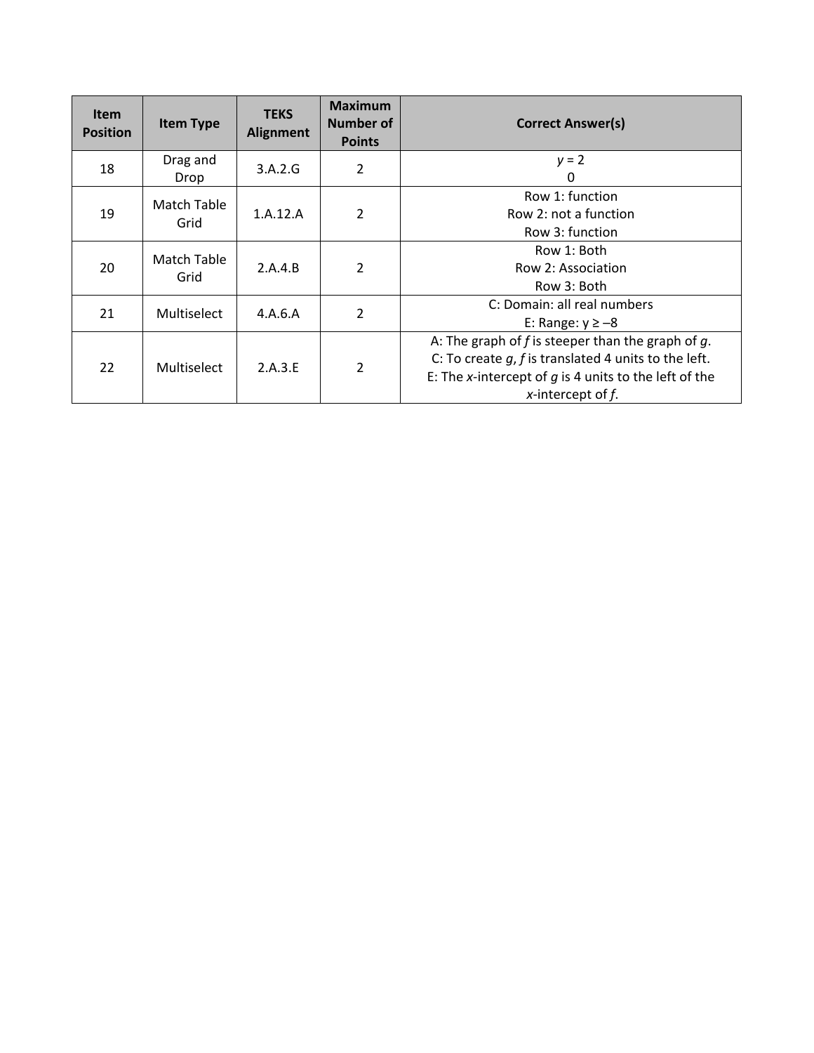| Item Position | Item Type | TEKS Alignment | Maximum Number of Points | Correct Answer(s) |
| --- | --- | --- | --- | --- |
| 18 | Drag and Drop | 3.A.2.G | 2 | $y = 2$<br>0 |
| 19 | Match Table Grid | 1.A.12.A | 2 | Row 1: function<br>Row 2: not a function<br>Row 3: function |
| 20 | Match Table Grid | 2.A.4.B | 2 | Row 1: Both<br>Row 2: Association<br>Row 3: Both |
| 21 | Multiselect | 4.A.6.A | 2 | C: Domain: all real numbers<br>E: Range: $y \geq -8$ |
| 22 | Multiselect | 2.A.3.E | 2 | A: The graph of $f$ is steeper than the graph of $g$.<br>C: To create $g$, $f$ is translated 4 units to the left.<br>E: The $x$-intercept of $g$ is 4 units to the left of the $x$-intercept of $f$. |